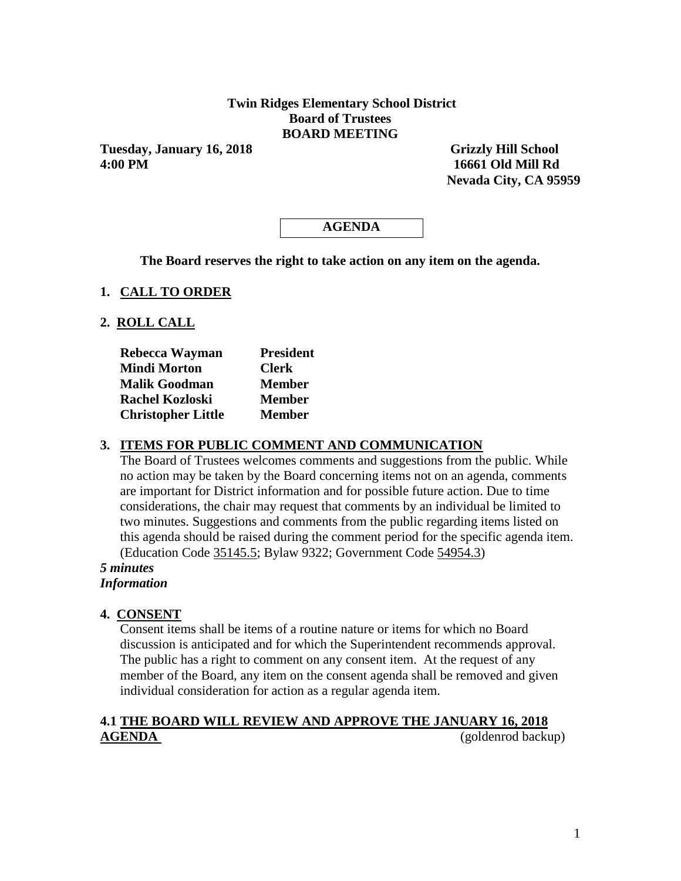**Twin Ridges Elementary School District**
**Board of Trustees**
**BOARD MEETING**

**Tuesday, January 16, 2018**
**4:00 PM**

**Grizzly Hill School**
**16661 Old Mill Rd**
**Nevada City, CA 95959**

**AGENDA**

**The Board reserves the right to take action on any item on the agenda.**

## 1. CALL TO ORDER

## 2. ROLL CALL

| | |
|---|---|
| **Rebecca Wayman** | **President** |
| **Mindi Morton** | **Clerk** |
| **Malik Goodman** | **Member** |
| **Rachel Kozloski** | **Member** |
| **Christopher Little** | **Member** |

## 3. ITEMS FOR PUBLIC COMMENT AND COMMUNICATION

The Board of Trustees welcomes comments and suggestions from the public. While no action may be taken by the Board concerning items not on an agenda, comments are important for District information and for possible future action. Due to time considerations, the chair may request that comments by an individual be limited to two minutes. Suggestions and comments from the public regarding items listed on this agenda should be raised during the comment period for the specific agenda item. (Education Code 35145.5; Bylaw 9322; Government Code 54954.3)

***5 minutes***
***Information***

## 4. CONSENT

Consent items shall be items of a routine nature or items for which no Board discussion is anticipated and for which the Superintendent recommends approval. The public has a right to comment on any consent item. At the request of any member of the Board, any item on the consent agenda shall be removed and given individual consideration for action as a regular agenda item.

### 4.1 THE BOARD WILL REVIEW AND APPROVE THE JANUARY 16, 2018 AGENDA

(goldenrod backup)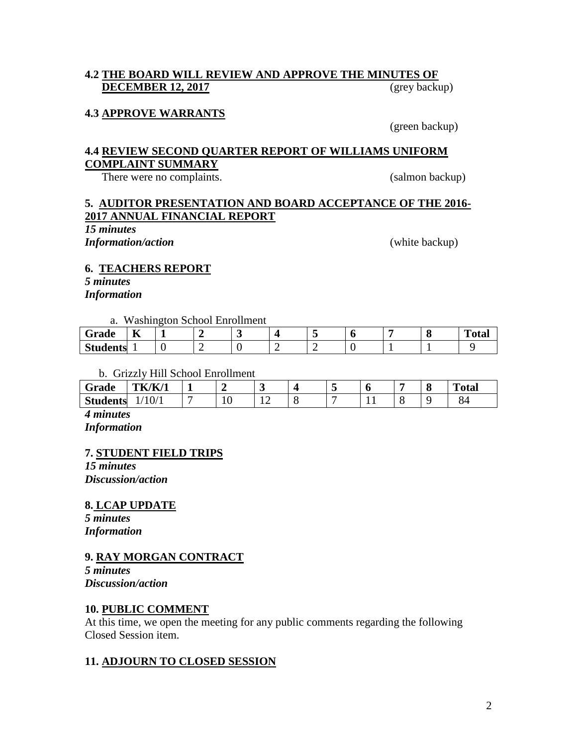**4.2 THE BOARD WILL REVIEW AND APPROVE THE MINUTES OF DECEMBER 12, 2017** (grey backup)

**4.3 APPROVE WARRANTS**

(green backup)

**4.4 REVIEW SECOND QUARTER REPORT OF WILLIAMS UNIFORM COMPLAINT SUMMARY**

There were no complaints. (salmon backup)

**5. AUDITOR PRESENTATION AND BOARD ACCEPTANCE OF THE 2016-2017 ANNUAL FINANCIAL REPORT**

***15 minutes***
***Information/action*** (white backup)

**6. TEACHERS REPORT**

***5 minutes***
***Information***

a. Washington School Enrollment

| Grade | K | 1 | 2 | 3 | 4 | 5 | 6 | 7 | 8 | Total |
|---|---|---|---|---|---|---|---|---|---|---|
| Students | 1 | 0 | 2 | 0 | 2 | 2 | 0 | 1 | 1 | 9 |

b. Grizzly Hill School Enrollment

| Grade | TK/K/1 | 1 | 2 | 3 | 4 | 5 | 6 | 7 | 8 | Total |
|---|---|---|---|---|---|---|---|---|---|---|
| Students | 1/10/1 | 7 | 10 | 12 | 8 | 7 | 11 | 8 | 9 | 84 |

***4 minutes***
***Information***

**7. STUDENT FIELD TRIPS**

***15 minutes***
***Discussion/action***

**8. LCAP UPDATE**

***5 minutes***
***Information***

**9. RAY MORGAN CONTRACT**

***5 minutes***
***Discussion/action***

**10. PUBLIC COMMENT**

At this time, we open the meeting for any public comments regarding the following Closed Session item.

**11. ADJOURN TO CLOSED SESSION**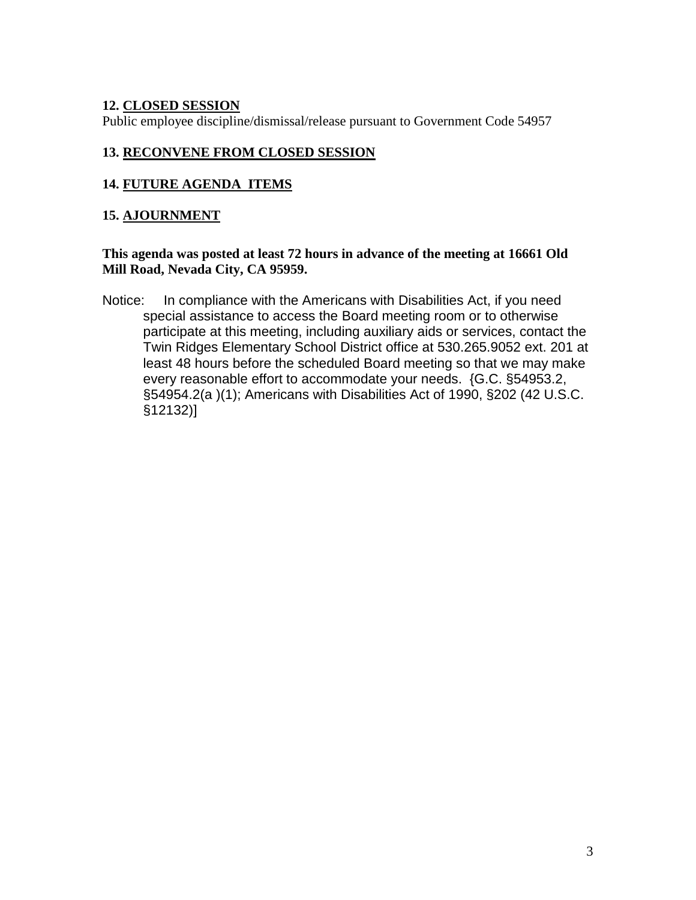**12. CLOSED SESSION**

Public employee discipline/dismissal/release pursuant to Government Code 54957

**13. RECONVENE FROM CLOSED SESSION**

**14. FUTURE AGENDA ITEMS**

**15. AJOURNMENT**

**This agenda was posted at least 72 hours in advance of the meeting at 16661 Old Mill Road, Nevada City, CA 95959.**

Notice: In compliance with the Americans with Disabilities Act, if you need special assistance to access the Board meeting room or to otherwise participate at this meeting, including auxiliary aids or services, contact the Twin Ridges Elementary School District office at 530.265.9052 ext. 201 at least 48 hours before the scheduled Board meeting so that we may make every reasonable effort to accommodate your needs. {G.C. §54953.2, §54954.2(a )(1); Americans with Disabilities Act of 1990, §202 (42 U.S.C. §12132)]